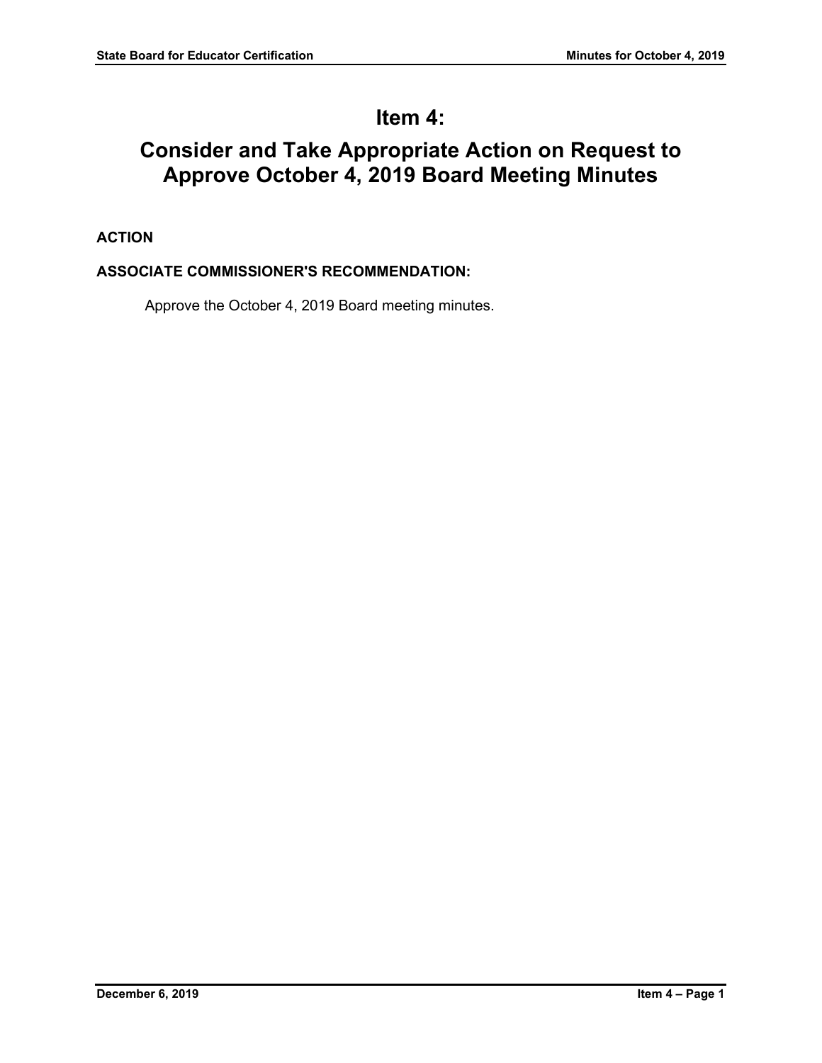# Item 4:

# Consider and Take Appropriate Action on Request to Approve October 4, 2019 Board Meeting Minutes

**ACTION**

**ASSOCIATE COMMISSIONER'S RECOMMENDATION:**

Approve the October 4, 2019 Board meeting minutes.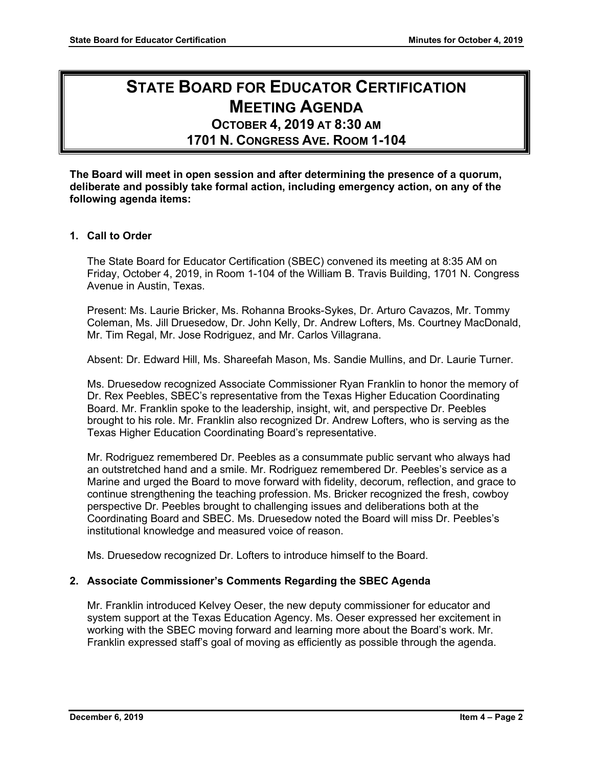# STATE BOARD FOR EDUCATOR CERTIFICATION MEETING AGENDA

## OCTOBER 4, 2019 AT 8:30 AM
## 1701 N. CONGRESS AVE. ROOM 1-104

**The Board will meet in open session and after determining the presence of a quorum, deliberate and possibly take formal action, including emergency action, on any of the following agenda items:**

**1. Call to Order**

The State Board for Educator Certification (SBEC) convened its meeting at 8:35 AM on Friday, October 4, 2019, in Room 1-104 of the William B. Travis Building, 1701 N. Congress Avenue in Austin, Texas.

Present: Ms. Laurie Bricker, Ms. Rohanna Brooks-Sykes, Dr. Arturo Cavazos, Mr. Tommy Coleman, Ms. Jill Druesedow, Dr. John Kelly, Dr. Andrew Lofters, Ms. Courtney MacDonald, Mr. Tim Regal, Mr. Jose Rodriguez, and Mr. Carlos Villagrana.

Absent: Dr. Edward Hill, Ms. Shareefah Mason, Ms. Sandie Mullins, and Dr. Laurie Turner.

Ms. Druesedow recognized Associate Commissioner Ryan Franklin to honor the memory of Dr. Rex Peebles, SBEC's representative from the Texas Higher Education Coordinating Board. Mr. Franklin spoke to the leadership, insight, wit, and perspective Dr. Peebles brought to his role. Mr. Franklin also recognized Dr. Andrew Lofters, who is serving as the Texas Higher Education Coordinating Board's representative.

Mr. Rodriguez remembered Dr. Peebles as a consummate public servant who always had an outstretched hand and a smile. Mr. Rodriguez remembered Dr. Peebles's service as a Marine and urged the Board to move forward with fidelity, decorum, reflection, and grace to continue strengthening the teaching profession. Ms. Bricker recognized the fresh, cowboy perspective Dr. Peebles brought to challenging issues and deliberations both at the Coordinating Board and SBEC. Ms. Druesedow noted the Board will miss Dr. Peebles's institutional knowledge and measured voice of reason.

Ms. Druesedow recognized Dr. Lofters to introduce himself to the Board.

**2. Associate Commissioner's Comments Regarding the SBEC Agenda**

Mr. Franklin introduced Kelvey Oeser, the new deputy commissioner for educator and system support at the Texas Education Agency. Ms. Oeser expressed her excitement in working with the SBEC moving forward and learning more about the Board's work. Mr. Franklin expressed staff's goal of moving as efficiently as possible through the agenda.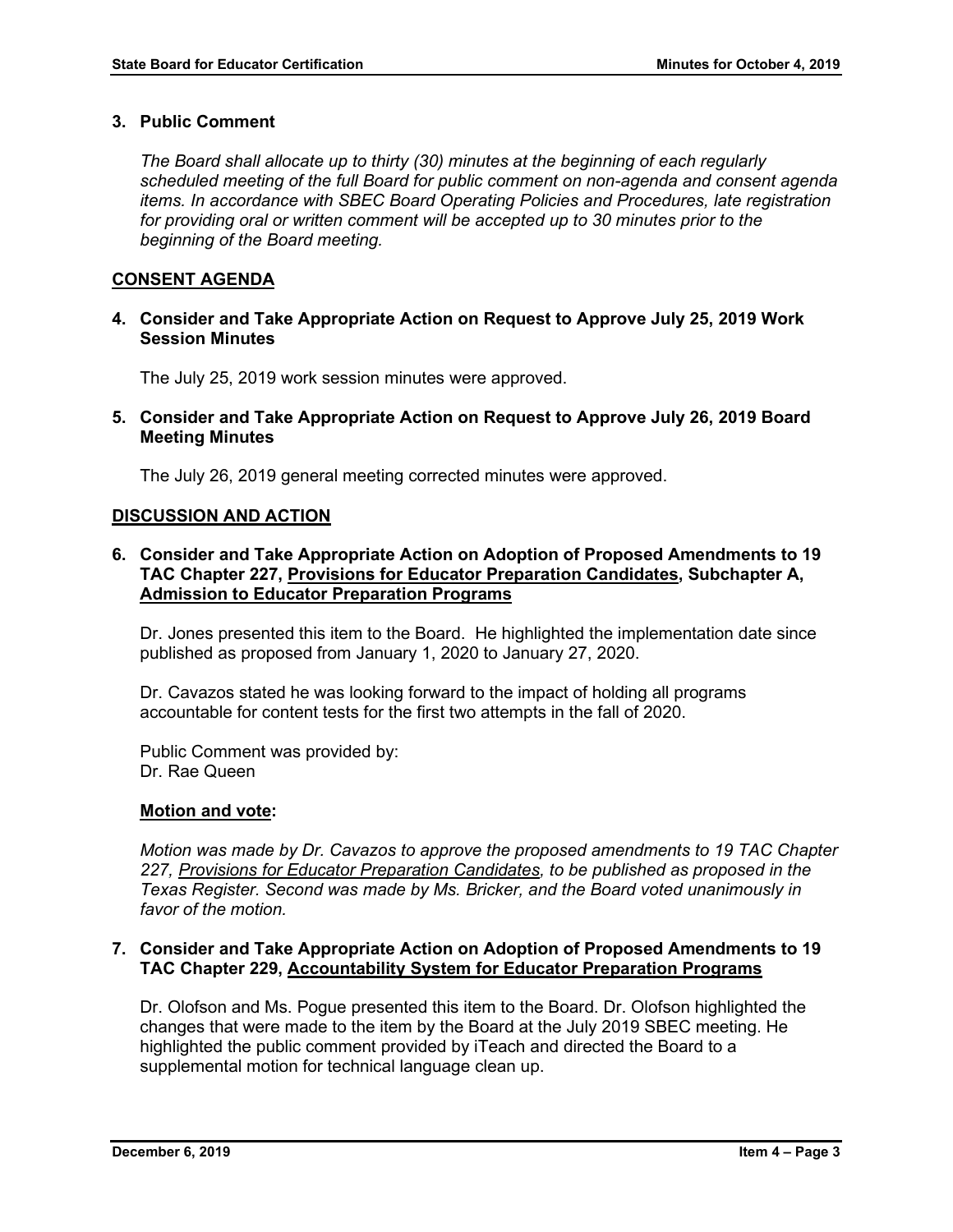### 3. Public Comment

*The Board shall allocate up to thirty (30) minutes at the beginning of each regularly scheduled meeting of the full Board for public comment on non-agenda and consent agenda items. In accordance with SBEC Board Operating Policies and Procedures, late registration for providing oral or written comment will be accepted up to 30 minutes prior to the beginning of the Board meeting.*

## CONSENT AGENDA

### 4. Consider and Take Appropriate Action on Request to Approve July 25, 2019 Work Session Minutes

The July 25, 2019 work session minutes were approved.

### 5. Consider and Take Appropriate Action on Request to Approve July 26, 2019 Board Meeting Minutes

The July 26, 2019 general meeting corrected minutes were approved.

## DISCUSSION AND ACTION

### 6. Consider and Take Appropriate Action on Adoption of Proposed Amendments to 19 TAC Chapter 227, Provisions for Educator Preparation Candidates, Subchapter A, Admission to Educator Preparation Programs

Dr. Jones presented this item to the Board. He highlighted the implementation date since published as proposed from January 1, 2020 to January 27, 2020.

Dr. Cavazos stated he was looking forward to the impact of holding all programs accountable for content tests for the first two attempts in the fall of 2020.

Public Comment was provided by:
Dr. Rae Queen

**Motion and vote:**

*Motion was made by Dr. Cavazos to approve the proposed amendments to 19 TAC Chapter 227, Provisions for Educator Preparation Candidates, to be published as proposed in the Texas Register. Second was made by Ms. Bricker, and the Board voted unanimously in favor of the motion.*

### 7. Consider and Take Appropriate Action on Adoption of Proposed Amendments to 19 TAC Chapter 229, Accountability System for Educator Preparation Programs

Dr. Olofson and Ms. Pogue presented this item to the Board. Dr. Olofson highlighted the changes that were made to the item by the Board at the July 2019 SBEC meeting. He highlighted the public comment provided by iTeach and directed the Board to a supplemental motion for technical language clean up.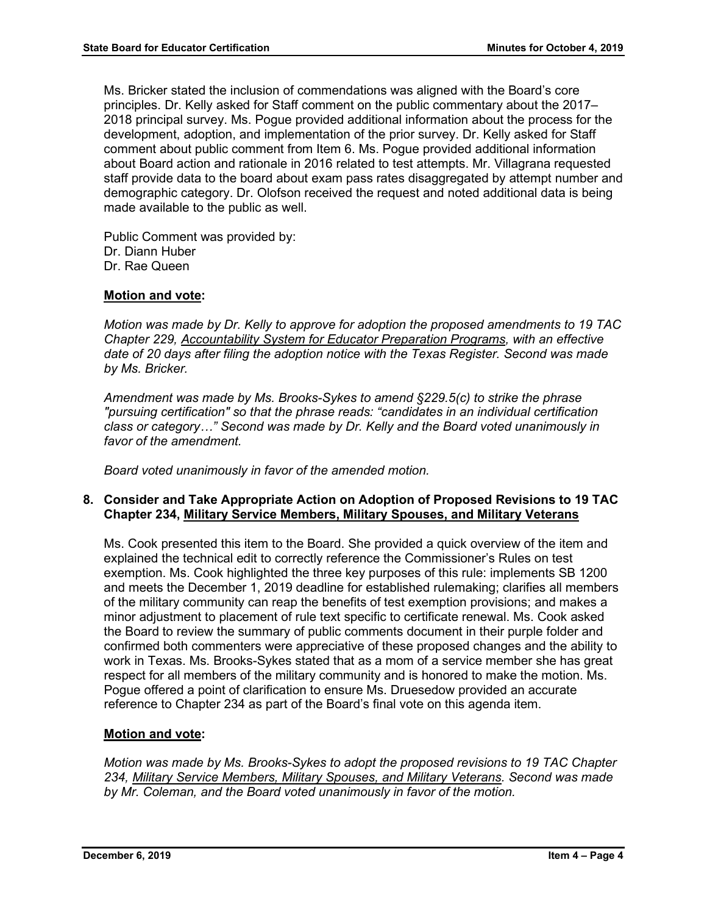Ms. Bricker stated the inclusion of commendations was aligned with the Board's core principles. Dr. Kelly asked for Staff comment on the public commentary about the 2017–2018 principal survey. Ms. Pogue provided additional information about the process for the development, adoption, and implementation of the prior survey. Dr. Kelly asked for Staff comment about public comment from Item 6. Ms. Pogue provided additional information about Board action and rationale in 2016 related to test attempts. Mr. Villagrana requested staff provide data to the board about exam pass rates disaggregated by attempt number and demographic category. Dr. Olofson received the request and noted additional data is being made available to the public as well.

Public Comment was provided by:
Dr. Diann Huber
Dr. Rae Queen

**Motion and vote:**

*Motion was made by Dr. Kelly to approve for adoption the proposed amendments to 19 TAC Chapter 229, Accountability System for Educator Preparation Programs, with an effective date of 20 days after filing the adoption notice with the Texas Register. Second was made by Ms. Bricker.*

*Amendment was made by Ms. Brooks-Sykes to amend §229.5(c) to strike the phrase "pursuing certification" so that the phrase reads: "candidates in an individual certification class or category…" Second was made by Dr. Kelly and the Board voted unanimously in favor of the amendment.*

*Board voted unanimously in favor of the amended motion.*

**8. Consider and Take Appropriate Action on Adoption of Proposed Revisions to 19 TAC Chapter 234, Military Service Members, Military Spouses, and Military Veterans**

Ms. Cook presented this item to the Board. She provided a quick overview of the item and explained the technical edit to correctly reference the Commissioner's Rules on test exemption. Ms. Cook highlighted the three key purposes of this rule: implements SB 1200 and meets the December 1, 2019 deadline for established rulemaking; clarifies all members of the military community can reap the benefits of test exemption provisions; and makes a minor adjustment to placement of rule text specific to certificate renewal. Ms. Cook asked the Board to review the summary of public comments document in their purple folder and confirmed both commenters were appreciative of these proposed changes and the ability to work in Texas. Ms. Brooks-Sykes stated that as a mom of a service member she has great respect for all members of the military community and is honored to make the motion. Ms. Pogue offered a point of clarification to ensure Ms. Druesedow provided an accurate reference to Chapter 234 as part of the Board's final vote on this agenda item.

**Motion and vote:**

*Motion was made by Ms. Brooks-Sykes to adopt the proposed revisions to 19 TAC Chapter 234, Military Service Members, Military Spouses, and Military Veterans. Second was made by Mr. Coleman, and the Board voted unanimously in favor of the motion.*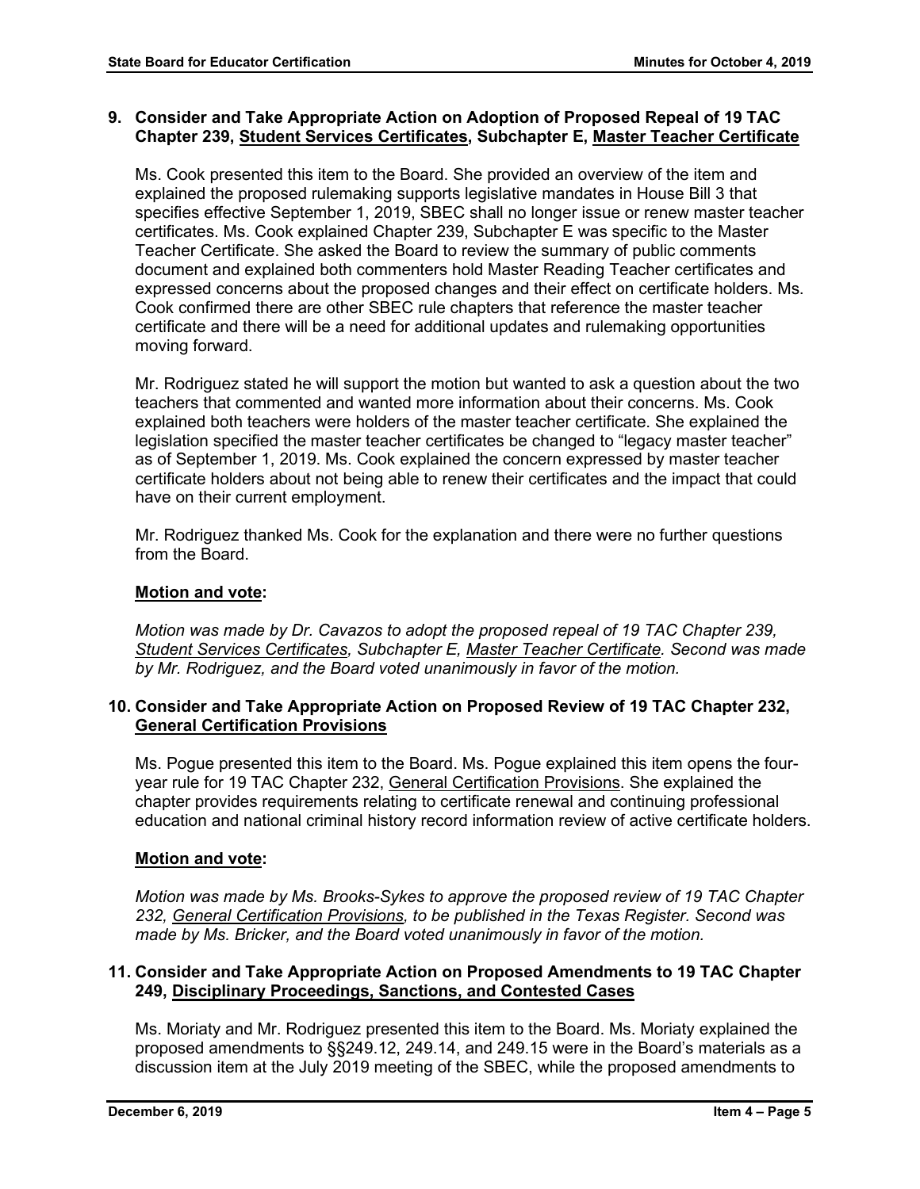**9. Consider and Take Appropriate Action on Adoption of Proposed Repeal of 19 TAC Chapter 239, Student Services Certificates, Subchapter E, Master Teacher Certificate**

Ms. Cook presented this item to the Board. She provided an overview of the item and explained the proposed rulemaking supports legislative mandates in House Bill 3 that specifies effective September 1, 2019, SBEC shall no longer issue or renew master teacher certificates. Ms. Cook explained Chapter 239, Subchapter E was specific to the Master Teacher Certificate. She asked the Board to review the summary of public comments document and explained both commenters hold Master Reading Teacher certificates and expressed concerns about the proposed changes and their effect on certificate holders. Ms. Cook confirmed there are other SBEC rule chapters that reference the master teacher certificate and there will be a need for additional updates and rulemaking opportunities moving forward.

Mr. Rodriguez stated he will support the motion but wanted to ask a question about the two teachers that commented and wanted more information about their concerns. Ms. Cook explained both teachers were holders of the master teacher certificate. She explained the legislation specified the master teacher certificates be changed to "legacy master teacher" as of September 1, 2019. Ms. Cook explained the concern expressed by master teacher certificate holders about not being able to renew their certificates and the impact that could have on their current employment.

Mr. Rodriguez thanked Ms. Cook for the explanation and there were no further questions from the Board.

**Motion and vote:**

*Motion was made by Dr. Cavazos to adopt the proposed repeal of 19 TAC Chapter 239, Student Services Certificates, Subchapter E, Master Teacher Certificate. Second was made by Mr. Rodriguez, and the Board voted unanimously in favor of the motion.*

**10. Consider and Take Appropriate Action on Proposed Review of 19 TAC Chapter 232, General Certification Provisions**

Ms. Pogue presented this item to the Board. Ms. Pogue explained this item opens the four-year rule for 19 TAC Chapter 232, General Certification Provisions. She explained the chapter provides requirements relating to certificate renewal and continuing professional education and national criminal history record information review of active certificate holders.

**Motion and vote:**

*Motion was made by Ms. Brooks-Sykes to approve the proposed review of 19 TAC Chapter 232, General Certification Provisions, to be published in the Texas Register. Second was made by Ms. Bricker, and the Board voted unanimously in favor of the motion.*

**11. Consider and Take Appropriate Action on Proposed Amendments to 19 TAC Chapter 249, Disciplinary Proceedings, Sanctions, and Contested Cases**

Ms. Moriaty and Mr. Rodriguez presented this item to the Board. Ms. Moriaty explained the proposed amendments to §§249.12, 249.14, and 249.15 were in the Board's materials as a discussion item at the July 2019 meeting of the SBEC, while the proposed amendments to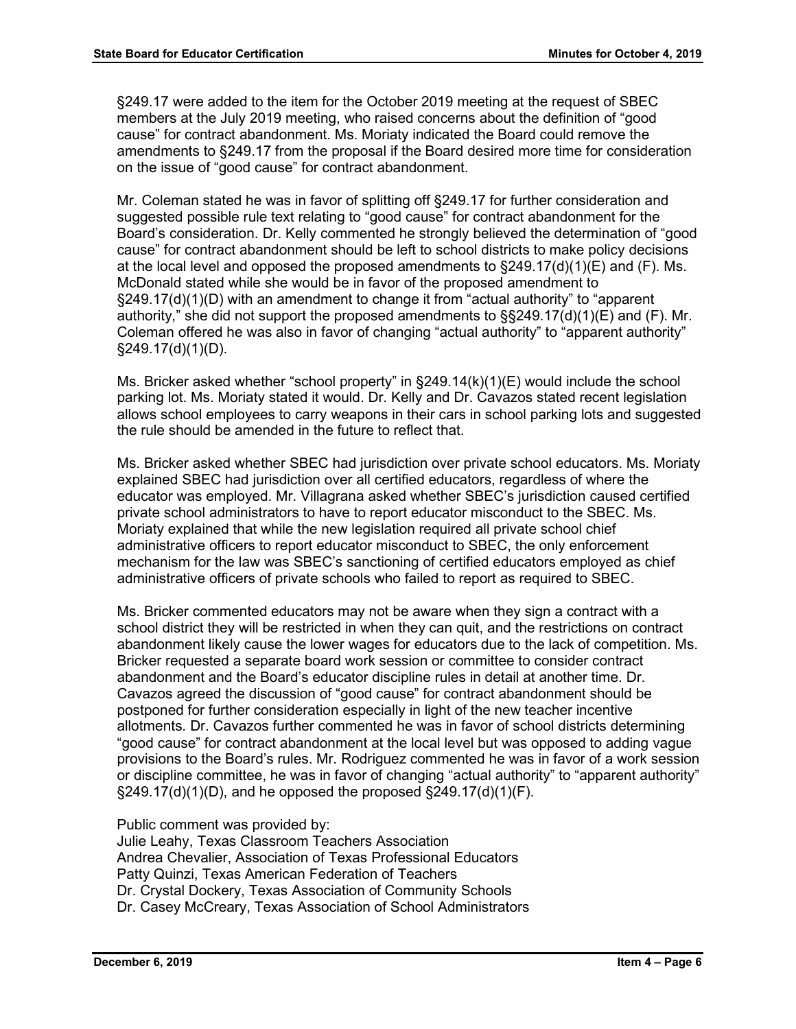§249.17 were added to the item for the October 2019 meeting at the request of SBEC members at the July 2019 meeting, who raised concerns about the definition of "good cause" for contract abandonment. Ms. Moriaty indicated the Board could remove the amendments to §249.17 from the proposal if the Board desired more time for consideration on the issue of "good cause" for contract abandonment.

Mr. Coleman stated he was in favor of splitting off §249.17 for further consideration and suggested possible rule text relating to "good cause" for contract abandonment for the Board's consideration. Dr. Kelly commented he strongly believed the determination of "good cause" for contract abandonment should be left to school districts to make policy decisions at the local level and opposed the proposed amendments to §249.17(d)(1)(E) and (F). Ms. McDonald stated while she would be in favor of the proposed amendment to §249.17(d)(1)(D) with an amendment to change it from "actual authority" to "apparent authority," she did not support the proposed amendments to §§249.17(d)(1)(E) and (F). Mr. Coleman offered he was also in favor of changing "actual authority" to "apparent authority" §249.17(d)(1)(D).

Ms. Bricker asked whether "school property" in §249.14(k)(1)(E) would include the school parking lot. Ms. Moriaty stated it would. Dr. Kelly and Dr. Cavazos stated recent legislation allows school employees to carry weapons in their cars in school parking lots and suggested the rule should be amended in the future to reflect that.

Ms. Bricker asked whether SBEC had jurisdiction over private school educators. Ms. Moriaty explained SBEC had jurisdiction over all certified educators, regardless of where the educator was employed. Mr. Villagrana asked whether SBEC's jurisdiction caused certified private school administrators to have to report educator misconduct to the SBEC. Ms. Moriaty explained that while the new legislation required all private school chief administrative officers to report educator misconduct to SBEC, the only enforcement mechanism for the law was SBEC's sanctioning of certified educators employed as chief administrative officers of private schools who failed to report as required to SBEC.

Ms. Bricker commented educators may not be aware when they sign a contract with a school district they will be restricted in when they can quit, and the restrictions on contract abandonment likely cause the lower wages for educators due to the lack of competition. Ms. Bricker requested a separate board work session or committee to consider contract abandonment and the Board's educator discipline rules in detail at another time. Dr. Cavazos agreed the discussion of "good cause" for contract abandonment should be postponed for further consideration especially in light of the new teacher incentive allotments. Dr. Cavazos further commented he was in favor of school districts determining "good cause" for contract abandonment at the local level but was opposed to adding vague provisions to the Board's rules. Mr. Rodriguez commented he was in favor of a work session or discipline committee, he was in favor of changing "actual authority" to "apparent authority" §249.17(d)(1)(D), and he opposed the proposed §249.17(d)(1)(F).

Public comment was provided by:
Julie Leahy, Texas Classroom Teachers Association
Andrea Chevalier, Association of Texas Professional Educators
Patty Quinzi, Texas American Federation of Teachers
Dr. Crystal Dockery, Texas Association of Community Schools
Dr. Casey McCreary, Texas Association of School Administrators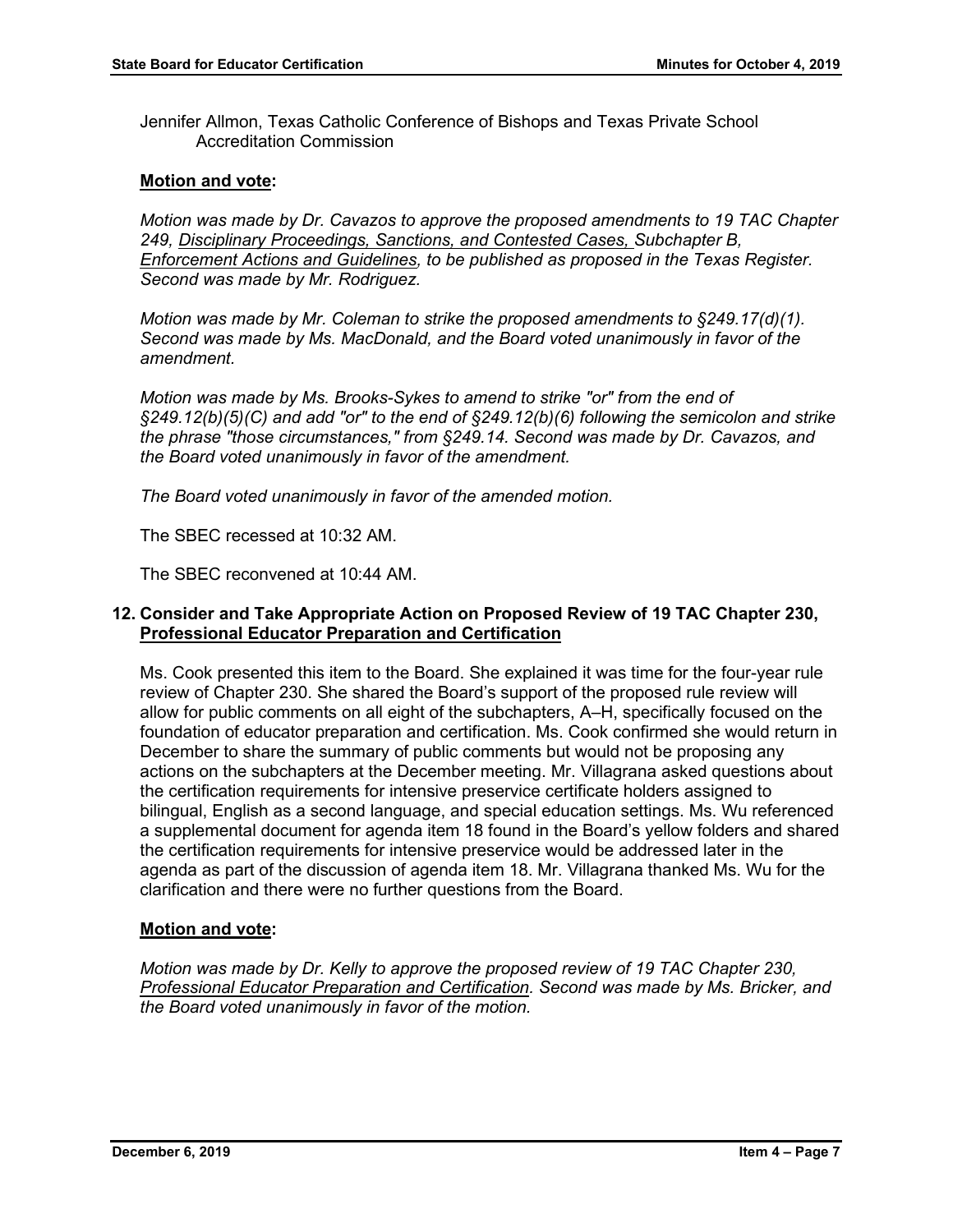Jennifer Allmon, Texas Catholic Conference of Bishops and Texas Private School Accreditation Commission

**Motion and vote:**

*Motion was made by Dr. Cavazos to approve the proposed amendments to 19 TAC Chapter 249, Disciplinary Proceedings, Sanctions, and Contested Cases, Subchapter B, Enforcement Actions and Guidelines, to be published as proposed in the Texas Register. Second was made by Mr. Rodriguez.*

*Motion was made by Mr. Coleman to strike the proposed amendments to §249.17(d)(1). Second was made by Ms. MacDonald, and the Board voted unanimously in favor of the amendment.*

*Motion was made by Ms. Brooks-Sykes to amend to strike "or" from the end of §249.12(b)(5)(C) and add "or" to the end of §249.12(b)(6) following the semicolon and strike the phrase "those circumstances," from §249.14. Second was made by Dr. Cavazos, and the Board voted unanimously in favor of the amendment.*

*The Board voted unanimously in favor of the amended motion.*

The SBEC recessed at 10:32 AM.

The SBEC reconvened at 10:44 AM.

**12. Consider and Take Appropriate Action on Proposed Review of 19 TAC Chapter 230, Professional Educator Preparation and Certification**

Ms. Cook presented this item to the Board. She explained it was time for the four-year rule review of Chapter 230. She shared the Board's support of the proposed rule review will allow for public comments on all eight of the subchapters, A–H, specifically focused on the foundation of educator preparation and certification. Ms. Cook confirmed she would return in December to share the summary of public comments but would not be proposing any actions on the subchapters at the December meeting. Mr. Villagrana asked questions about the certification requirements for intensive preservice certificate holders assigned to bilingual, English as a second language, and special education settings. Ms. Wu referenced a supplemental document for agenda item 18 found in the Board's yellow folders and shared the certification requirements for intensive preservice would be addressed later in the agenda as part of the discussion of agenda item 18. Mr. Villagrana thanked Ms. Wu for the clarification and there were no further questions from the Board.

**Motion and vote:**

*Motion was made by Dr. Kelly to approve the proposed review of 19 TAC Chapter 230, Professional Educator Preparation and Certification. Second was made by Ms. Bricker, and the Board voted unanimously in favor of the motion.*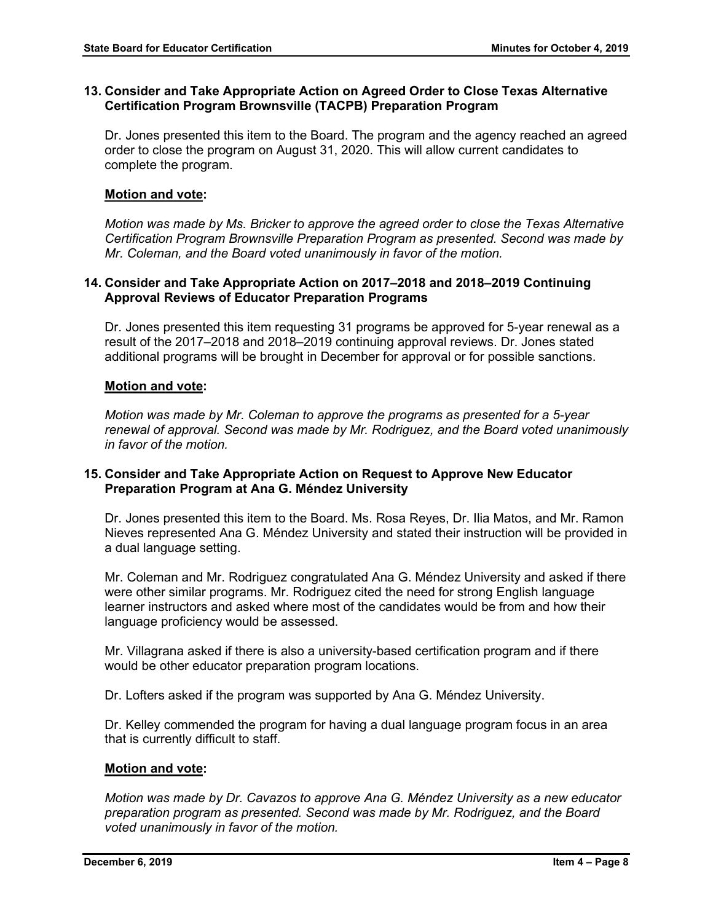### 13. Consider and Take Appropriate Action on Agreed Order to Close Texas Alternative Certification Program Brownsville (TACPB) Preparation Program

Dr. Jones presented this item to the Board. The program and the agency reached an agreed order to close the program on August 31, 2020. This will allow current candidates to complete the program.

**Motion and vote:**

*Motion was made by Ms. Bricker to approve the agreed order to close the Texas Alternative Certification Program Brownsville Preparation Program as presented. Second was made by Mr. Coleman, and the Board voted unanimously in favor of the motion.*

### 14. Consider and Take Appropriate Action on 2017–2018 and 2018–2019 Continuing Approval Reviews of Educator Preparation Programs

Dr. Jones presented this item requesting 31 programs be approved for 5-year renewal as a result of the 2017–2018 and 2018–2019 continuing approval reviews. Dr. Jones stated additional programs will be brought in December for approval or for possible sanctions.

**Motion and vote:**

*Motion was made by Mr. Coleman to approve the programs as presented for a 5-year renewal of approval. Second was made by Mr. Rodriguez, and the Board voted unanimously in favor of the motion.*

### 15. Consider and Take Appropriate Action on Request to Approve New Educator Preparation Program at Ana G. Méndez University

Dr. Jones presented this item to the Board. Ms. Rosa Reyes, Dr. Ilia Matos, and Mr. Ramon Nieves represented Ana G. Méndez University and stated their instruction will be provided in a dual language setting.

Mr. Coleman and Mr. Rodriguez congratulated Ana G. Méndez University and asked if there were other similar programs. Mr. Rodriguez cited the need for strong English language learner instructors and asked where most of the candidates would be from and how their language proficiency would be assessed.

Mr. Villagrana asked if there is also a university-based certification program and if there would be other educator preparation program locations.

Dr. Lofters asked if the program was supported by Ana G. Méndez University.

Dr. Kelley commended the program for having a dual language program focus in an area that is currently difficult to staff.

**Motion and vote:**

*Motion was made by Dr. Cavazos to approve Ana G. Méndez University as a new educator preparation program as presented. Second was made by Mr. Rodriguez, and the Board voted unanimously in favor of the motion.*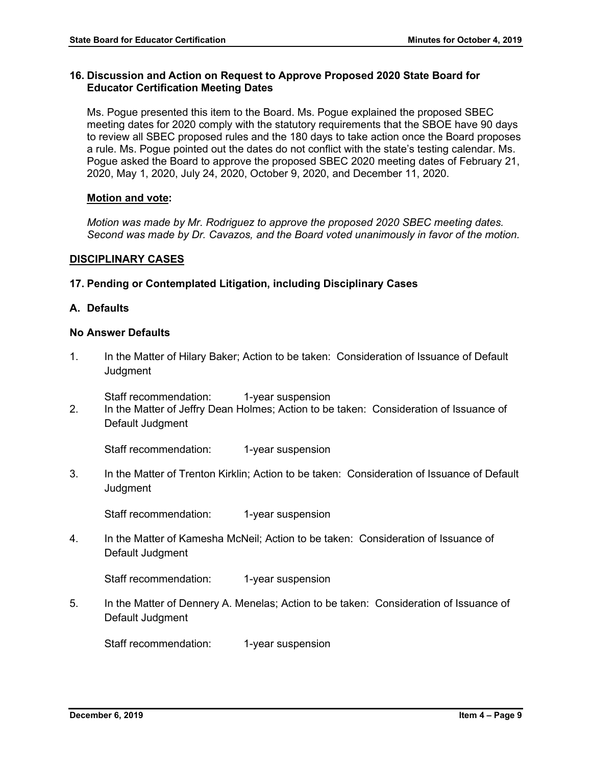### 16. Discussion and Action on Request to Approve Proposed 2020 State Board for Educator Certification Meeting Dates

Ms. Pogue presented this item to the Board. Ms. Pogue explained the proposed SBEC meeting dates for 2020 comply with the statutory requirements that the SBOE have 90 days to review all SBEC proposed rules and the 180 days to take action once the Board proposes a rule. Ms. Pogue pointed out the dates do not conflict with the state's testing calendar. Ms. Pogue asked the Board to approve the proposed SBEC 2020 meeting dates of February 21, 2020, May 1, 2020, July 24, 2020, October 9, 2020, and December 11, 2020.

**Motion and vote:**

*Motion was made by Mr. Rodriguez to approve the proposed 2020 SBEC meeting dates. Second was made by Dr. Cavazos, and the Board voted unanimously in favor of the motion.*

## DISCIPLINARY CASES

### 17. Pending or Contemplated Litigation, including Disciplinary Cases

### A. Defaults

**No Answer Defaults**

1. In the Matter of Hilary Baker; Action to be taken: Consideration of Issuance of Default Judgment

   Staff recommendation: 1-year suspension

2. In the Matter of Jeffry Dean Holmes; Action to be taken: Consideration of Issuance of Default Judgment

   Staff recommendation: 1-year suspension

3. In the Matter of Trenton Kirklin; Action to be taken: Consideration of Issuance of Default Judgment

   Staff recommendation: 1-year suspension

4. In the Matter of Kamesha McNeil; Action to be taken: Consideration of Issuance of Default Judgment

   Staff recommendation: 1-year suspension

5. In the Matter of Dennery A. Menelas; Action to be taken: Consideration of Issuance of Default Judgment

   Staff recommendation: 1-year suspension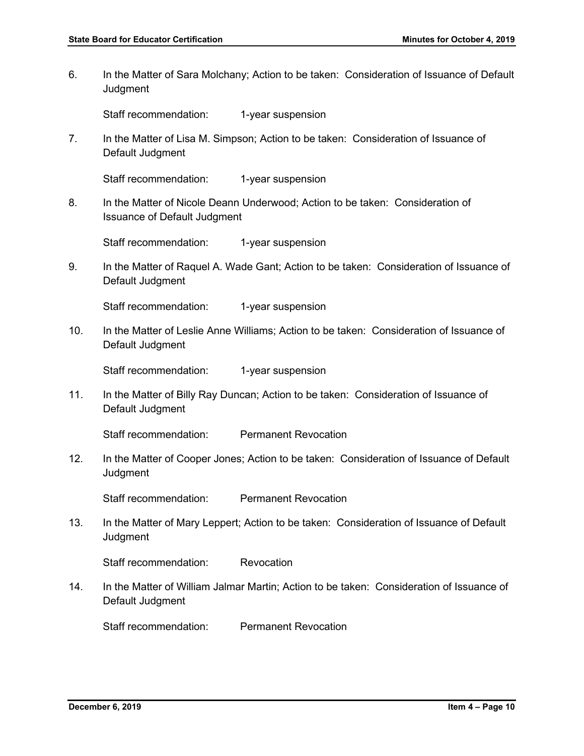6. In the Matter of Sara Molchany; Action to be taken: Consideration of Issuance of Default Judgment

   Staff recommendation: 1-year suspension

7. In the Matter of Lisa M. Simpson; Action to be taken: Consideration of Issuance of Default Judgment

   Staff recommendation: 1-year suspension

8. In the Matter of Nicole Deann Underwood; Action to be taken: Consideration of Issuance of Default Judgment

   Staff recommendation: 1-year suspension

9. In the Matter of Raquel A. Wade Gant; Action to be taken: Consideration of Issuance of Default Judgment

   Staff recommendation: 1-year suspension

10. In the Matter of Leslie Anne Williams; Action to be taken: Consideration of Issuance of Default Judgment

    Staff recommendation: 1-year suspension

11. In the Matter of Billy Ray Duncan; Action to be taken: Consideration of Issuance of Default Judgment

    Staff recommendation: Permanent Revocation

12. In the Matter of Cooper Jones; Action to be taken: Consideration of Issuance of Default Judgment

    Staff recommendation: Permanent Revocation

13. In the Matter of Mary Leppert; Action to be taken: Consideration of Issuance of Default Judgment

    Staff recommendation: Revocation

14. In the Matter of William Jalmar Martin; Action to be taken: Consideration of Issuance of Default Judgment

    Staff recommendation: Permanent Revocation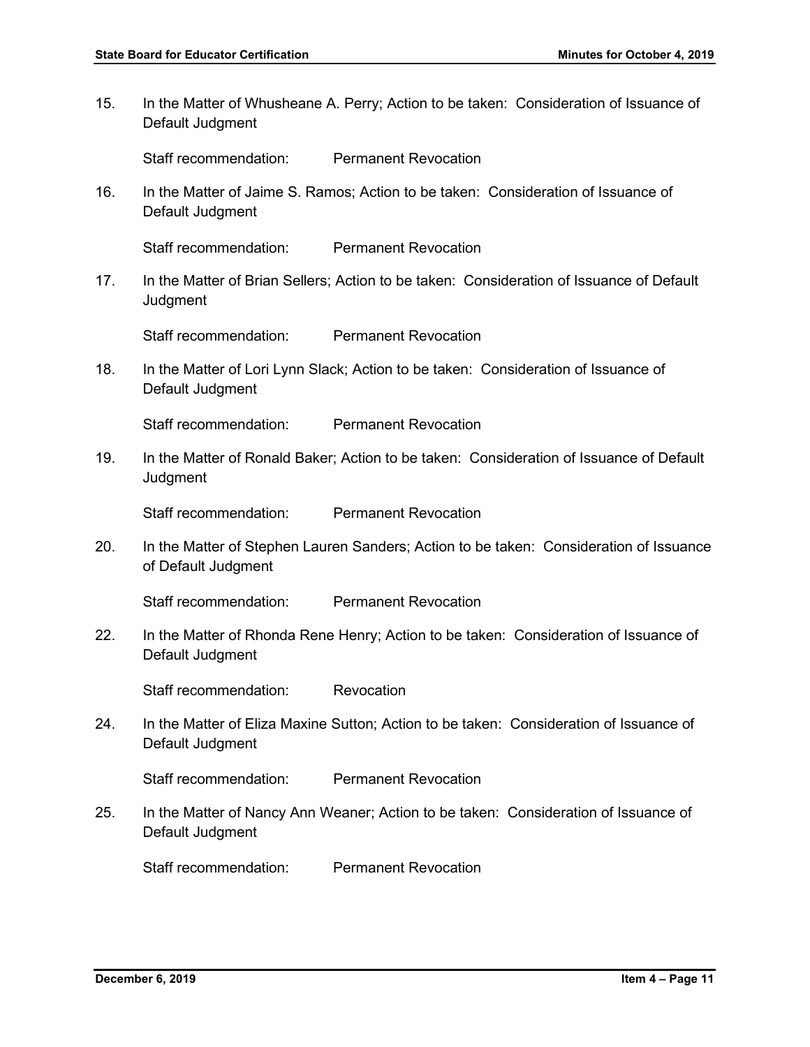15. In the Matter of Whusheane A. Perry; Action to be taken: Consideration of Issuance of Default Judgment

    Staff recommendation: Permanent Revocation

16. In the Matter of Jaime S. Ramos; Action to be taken: Consideration of Issuance of Default Judgment

    Staff recommendation: Permanent Revocation

17. In the Matter of Brian Sellers; Action to be taken: Consideration of Issuance of Default Judgment

    Staff recommendation: Permanent Revocation

18. In the Matter of Lori Lynn Slack; Action to be taken: Consideration of Issuance of Default Judgment

    Staff recommendation: Permanent Revocation

19. In the Matter of Ronald Baker; Action to be taken: Consideration of Issuance of Default Judgment

    Staff recommendation: Permanent Revocation

20. In the Matter of Stephen Lauren Sanders; Action to be taken: Consideration of Issuance of Default Judgment

    Staff recommendation: Permanent Revocation

22. In the Matter of Rhonda Rene Henry; Action to be taken: Consideration of Issuance of Default Judgment

    Staff recommendation: Revocation

24. In the Matter of Eliza Maxine Sutton; Action to be taken: Consideration of Issuance of Default Judgment

    Staff recommendation: Permanent Revocation

25. In the Matter of Nancy Ann Weaner; Action to be taken: Consideration of Issuance of Default Judgment

    Staff recommendation: Permanent Revocation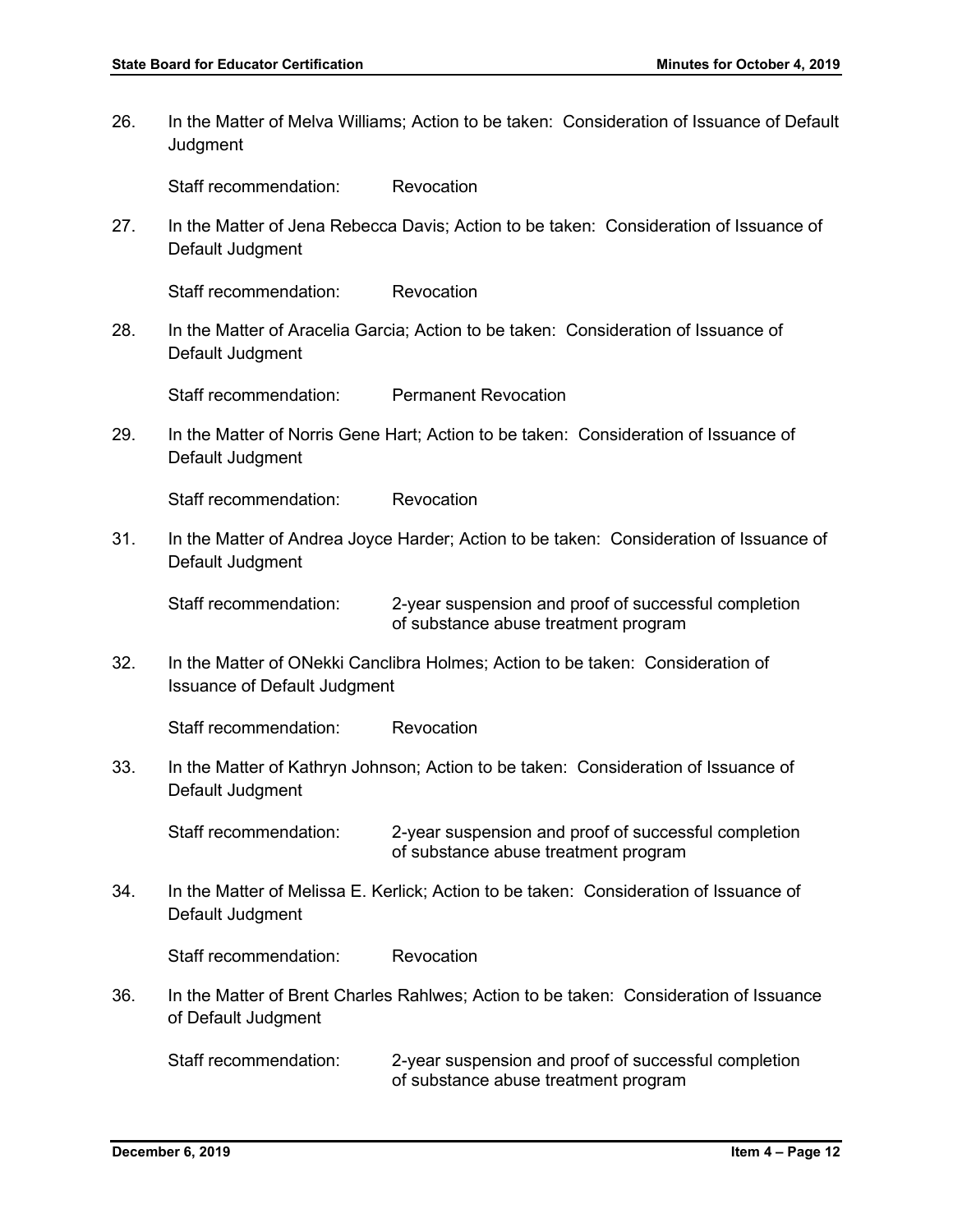26. In the Matter of Melva Williams; Action to be taken: Consideration of Issuance of Default Judgment

    Staff recommendation: Revocation

27. In the Matter of Jena Rebecca Davis; Action to be taken: Consideration of Issuance of Default Judgment

    Staff recommendation: Revocation

28. In the Matter of Aracelia Garcia; Action to be taken: Consideration of Issuance of Default Judgment

    Staff recommendation: Permanent Revocation

29. In the Matter of Norris Gene Hart; Action to be taken: Consideration of Issuance of Default Judgment

    Staff recommendation: Revocation

31. In the Matter of Andrea Joyce Harder; Action to be taken: Consideration of Issuance of Default Judgment

    Staff recommendation: 2-year suspension and proof of successful completion of substance abuse treatment program

32. In the Matter of ONekki Canclibra Holmes; Action to be taken: Consideration of Issuance of Default Judgment

    Staff recommendation: Revocation

33. In the Matter of Kathryn Johnson; Action to be taken: Consideration of Issuance of Default Judgment

    Staff recommendation: 2-year suspension and proof of successful completion of substance abuse treatment program

34. In the Matter of Melissa E. Kerlick; Action to be taken: Consideration of Issuance of Default Judgment

    Staff recommendation: Revocation

36. In the Matter of Brent Charles Rahlwes; Action to be taken: Consideration of Issuance of Default Judgment

    Staff recommendation: 2-year suspension and proof of successful completion of substance abuse treatment program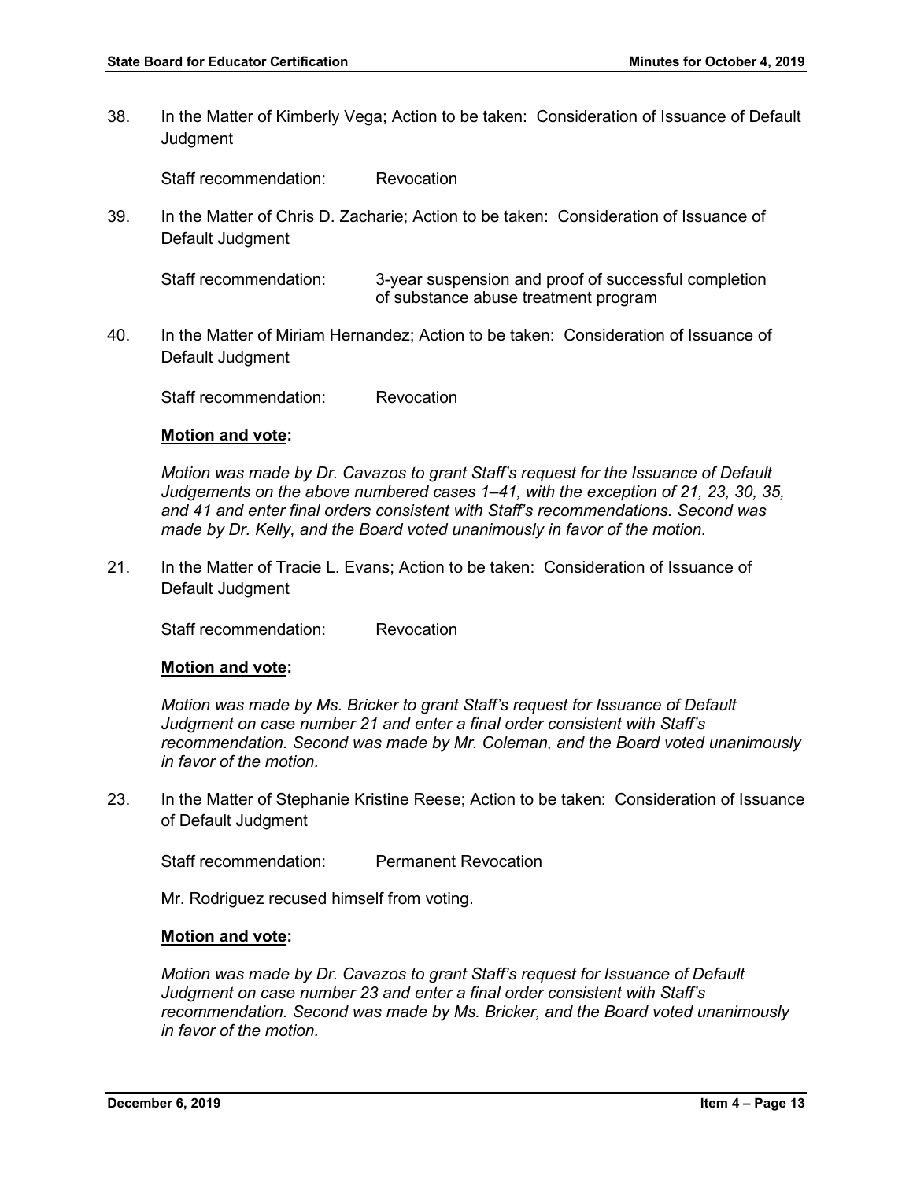38. In the Matter of Kimberly Vega; Action to be taken: Consideration of Issuance of Default Judgment

    Staff recommendation: Revocation

39. In the Matter of Chris D. Zacharie; Action to be taken: Consideration of Issuance of Default Judgment

    Staff recommendation: 3-year suspension and proof of successful completion of substance abuse treatment program

40. In the Matter of Miriam Hernandez; Action to be taken: Consideration of Issuance of Default Judgment

    Staff recommendation: Revocation

    **Motion and vote:**

    *Motion was made by Dr. Cavazos to grant Staff's request for the Issuance of Default Judgements on the above numbered cases 1–41, with the exception of 21, 23, 30, 35, and 41 and enter final orders consistent with Staff's recommendations. Second was made by Dr. Kelly, and the Board voted unanimously in favor of the motion.*

21. In the Matter of Tracie L. Evans; Action to be taken: Consideration of Issuance of Default Judgment

    Staff recommendation: Revocation

    **Motion and vote:**

    *Motion was made by Ms. Bricker to grant Staff's request for Issuance of Default Judgment on case number 21 and enter a final order consistent with Staff's recommendation. Second was made by Mr. Coleman, and the Board voted unanimously in favor of the motion.*

23. In the Matter of Stephanie Kristine Reese; Action to be taken: Consideration of Issuance of Default Judgment

    Staff recommendation: Permanent Revocation

    Mr. Rodriguez recused himself from voting.

    **Motion and vote:**

    *Motion was made by Dr. Cavazos to grant Staff's request for Issuance of Default Judgment on case number 23 and enter a final order consistent with Staff's recommendation. Second was made by Ms. Bricker, and the Board voted unanimously in favor of the motion.*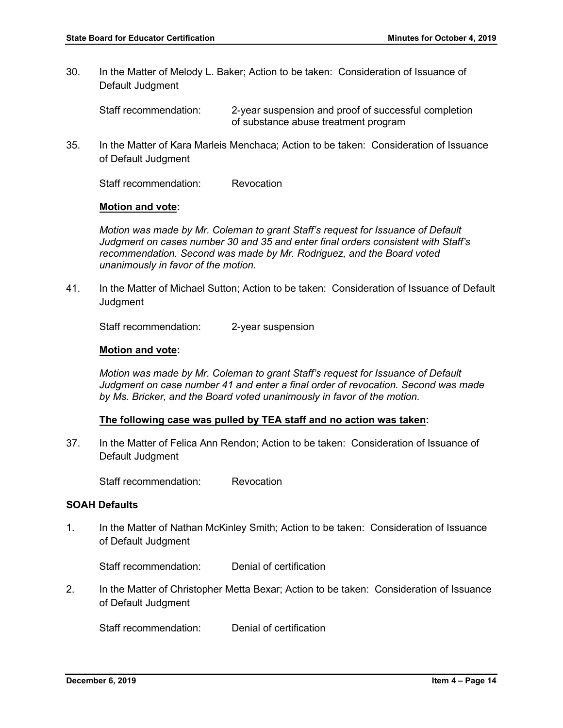30. In the Matter of Melody L. Baker; Action to be taken: Consideration of Issuance of Default Judgment

    Staff recommendation: 2-year suspension and proof of successful completion of substance abuse treatment program

35. In the Matter of Kara Marleis Menchaca; Action to be taken: Consideration of Issuance of Default Judgment

    Staff recommendation: Revocation

    **Motion and vote:**

    *Motion was made by Mr. Coleman to grant Staff's request for Issuance of Default Judgment on cases number 30 and 35 and enter final orders consistent with Staff's recommendation. Second was made by Mr. Rodriguez, and the Board voted unanimously in favor of the motion.*

41. In the Matter of Michael Sutton; Action to be taken: Consideration of Issuance of Default Judgment

    Staff recommendation: 2-year suspension

    **Motion and vote:**

    *Motion was made by Mr. Coleman to grant Staff's request for Issuance of Default Judgment on case number 41 and enter a final order of revocation. Second was made by Ms. Bricker, and the Board voted unanimously in favor of the motion.*

    **The following case was pulled by TEA staff and no action was taken:**

37. In the Matter of Felica Ann Rendon; Action to be taken: Consideration of Issuance of Default Judgment

    Staff recommendation: Revocation

**SOAH Defaults**

1. In the Matter of Nathan McKinley Smith; Action to be taken: Consideration of Issuance of Default Judgment

   Staff recommendation: Denial of certification

2. In the Matter of Christopher Metta Bexar; Action to be taken: Consideration of Issuance of Default Judgment

   Staff recommendation: Denial of certification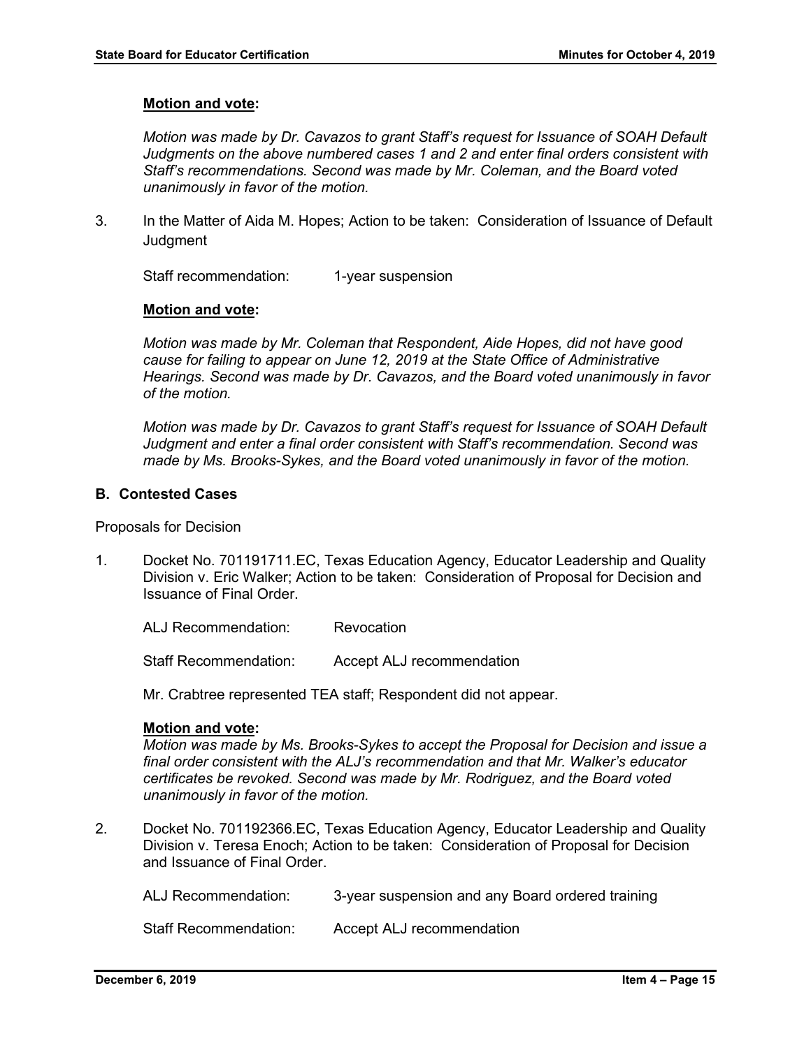**Motion and vote:**

*Motion was made by Dr. Cavazos to grant Staff's request for Issuance of SOAH Default Judgments on the above numbered cases 1 and 2 and enter final orders consistent with Staff's recommendations. Second was made by Mr. Coleman, and the Board voted unanimously in favor of the motion.*

3. In the Matter of Aida M. Hopes; Action to be taken: Consideration of Issuance of Default Judgment

   Staff recommendation: 1-year suspension

   **Motion and vote:**

   *Motion was made by Mr. Coleman that Respondent, Aide Hopes, did not have good cause for failing to appear on June 12, 2019 at the State Office of Administrative Hearings. Second was made by Dr. Cavazos, and the Board voted unanimously in favor of the motion.*

   *Motion was made by Dr. Cavazos to grant Staff's request for Issuance of SOAH Default Judgment and enter a final order consistent with Staff's recommendation. Second was made by Ms. Brooks-Sykes, and the Board voted unanimously in favor of the motion.*

**B. Contested Cases**

Proposals for Decision

1. Docket No. 701191711.EC, Texas Education Agency, Educator Leadership and Quality Division v. Eric Walker; Action to be taken: Consideration of Proposal for Decision and Issuance of Final Order.

   ALJ Recommendation: Revocation

   Staff Recommendation: Accept ALJ recommendation

   Mr. Crabtree represented TEA staff; Respondent did not appear.

   **Motion and vote:**
   *Motion was made by Ms. Brooks-Sykes to accept the Proposal for Decision and issue a final order consistent with the ALJ's recommendation and that Mr. Walker's educator certificates be revoked. Second was made by Mr. Rodriguez, and the Board voted unanimously in favor of the motion.*

2. Docket No. 701192366.EC, Texas Education Agency, Educator Leadership and Quality Division v. Teresa Enoch; Action to be taken: Consideration of Proposal for Decision and Issuance of Final Order.

   ALJ Recommendation: 3-year suspension and any Board ordered training

   Staff Recommendation: Accept ALJ recommendation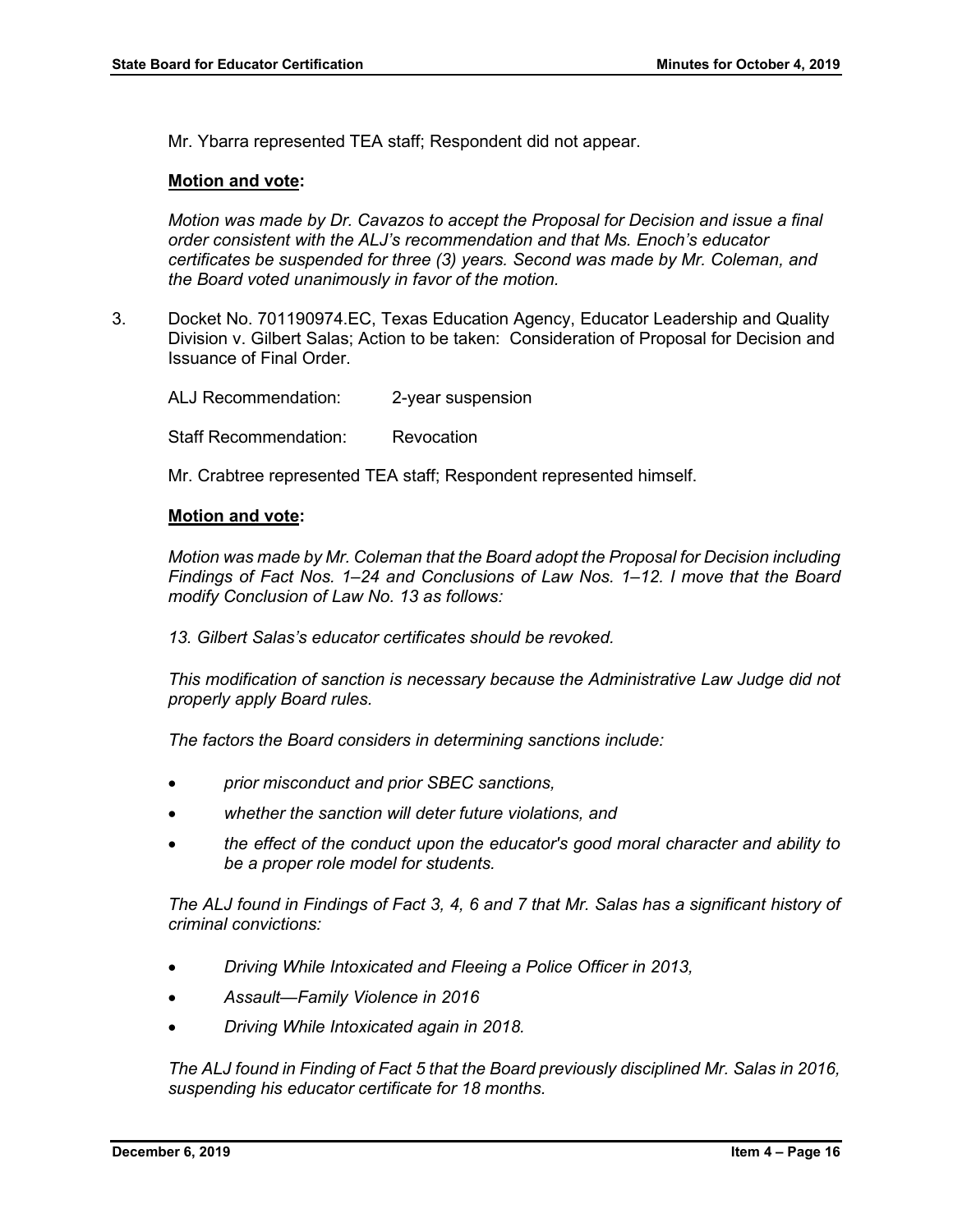Mr. Ybarra represented TEA staff; Respondent did not appear.

**Motion and vote:**

*Motion was made by Dr. Cavazos to accept the Proposal for Decision and issue a final order consistent with the ALJ's recommendation and that Ms. Enoch's educator certificates be suspended for three (3) years. Second was made by Mr. Coleman, and the Board voted unanimously in favor of the motion.*

3. Docket No. 701190974.EC, Texas Education Agency, Educator Leadership and Quality Division v. Gilbert Salas; Action to be taken: Consideration of Proposal for Decision and Issuance of Final Order.

   ALJ Recommendation: 2-year suspension

   Staff Recommendation: Revocation

   Mr. Crabtree represented TEA staff; Respondent represented himself.

   **Motion and vote:**

   *Motion was made by Mr. Coleman that the Board adopt the Proposal for Decision including Findings of Fact Nos. 1–24 and Conclusions of Law Nos. 1–12. I move that the Board modify Conclusion of Law No. 13 as follows:*

   *13. Gilbert Salas's educator certificates should be revoked.*

   *This modification of sanction is necessary because the Administrative Law Judge did not properly apply Board rules.*

   *The factors the Board considers in determining sanctions include:*

   - *prior misconduct and prior SBEC sanctions,*
   - *whether the sanction will deter future violations, and*
   - *the effect of the conduct upon the educator's good moral character and ability to be a proper role model for students.*

   *The ALJ found in Findings of Fact 3, 4, 6 and 7 that Mr. Salas has a significant history of criminal convictions:*

   - *Driving While Intoxicated and Fleeing a Police Officer in 2013,*
   - *Assault—Family Violence in 2016*
   - *Driving While Intoxicated again in 2018.*

   *The ALJ found in Finding of Fact 5 that the Board previously disciplined Mr. Salas in 2016, suspending his educator certificate for 18 months.*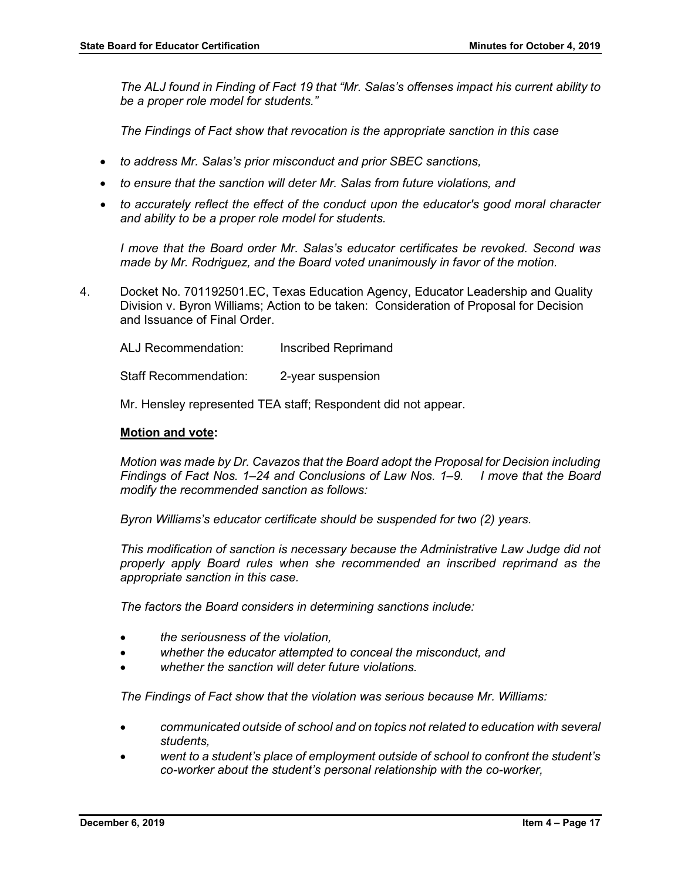*The ALJ found in Finding of Fact 19 that "Mr. Salas's offenses impact his current ability to be a proper role model for students."*

*The Findings of Fact show that revocation is the appropriate sanction in this case*

- *to address Mr. Salas's prior misconduct and prior SBEC sanctions,*
- *to ensure that the sanction will deter Mr. Salas from future violations, and*
- *to accurately reflect the effect of the conduct upon the educator's good moral character and ability to be a proper role model for students.*

*I move that the Board order Mr. Salas's educator certificates be revoked. Second was made by Mr. Rodriguez, and the Board voted unanimously in favor of the motion.*

4. Docket No. 701192501.EC, Texas Education Agency, Educator Leadership and Quality Division v. Byron Williams; Action to be taken: Consideration of Proposal for Decision and Issuance of Final Order.

   ALJ Recommendation: Inscribed Reprimand

   Staff Recommendation: 2-year suspension

   Mr. Hensley represented TEA staff; Respondent did not appear.

   **Motion and vote:**

   *Motion was made by Dr. Cavazos that the Board adopt the Proposal for Decision including Findings of Fact Nos. 1–24 and Conclusions of Law Nos. 1–9. I move that the Board modify the recommended sanction as follows:*

   *Byron Williams's educator certificate should be suspended for two (2) years.*

   *This modification of sanction is necessary because the Administrative Law Judge did not properly apply Board rules when she recommended an inscribed reprimand as the appropriate sanction in this case.*

   *The factors the Board considers in determining sanctions include:*

   - *the seriousness of the violation,*
   - *whether the educator attempted to conceal the misconduct, and*
   - *whether the sanction will deter future violations.*

   *The Findings of Fact show that the violation was serious because Mr. Williams:*

   - *communicated outside of school and on topics not related to education with several students,*
   - *went to a student's place of employment outside of school to confront the student's co-worker about the student's personal relationship with the co-worker,*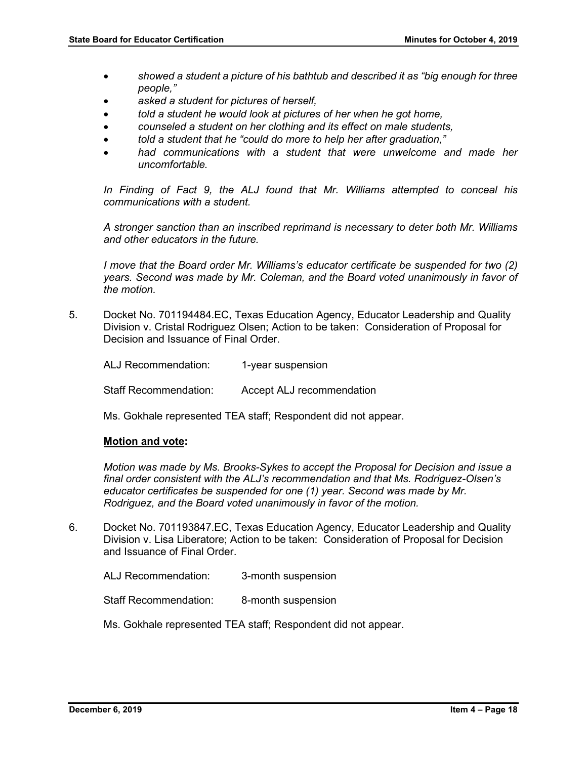- *showed a student a picture of his bathtub and described it as "big enough for three people,"*
- *asked a student for pictures of herself,*
- *told a student he would look at pictures of her when he got home,*
- *counseled a student on her clothing and its effect on male students,*
- *told a student that he "could do more to help her after graduation,"*
- *had communications with a student that were unwelcome and made her uncomfortable.*

*In Finding of Fact 9, the ALJ found that Mr. Williams attempted to conceal his communications with a student.*

*A stronger sanction than an inscribed reprimand is necessary to deter both Mr. Williams and other educators in the future.*

*I move that the Board order Mr. Williams's educator certificate be suspended for two (2) years. Second was made by Mr. Coleman, and the Board voted unanimously in favor of the motion.*

5. Docket No. 701194484.EC, Texas Education Agency, Educator Leadership and Quality Division v. Cristal Rodriguez Olsen; Action to be taken: Consideration of Proposal for Decision and Issuance of Final Order.

   ALJ Recommendation: 1-year suspension

   Staff Recommendation: Accept ALJ recommendation

   Ms. Gokhale represented TEA staff; Respondent did not appear.

   **Motion and vote:**

   *Motion was made by Ms. Brooks-Sykes to accept the Proposal for Decision and issue a final order consistent with the ALJ's recommendation and that Ms. Rodriguez-Olsen's educator certificates be suspended for one (1) year. Second was made by Mr. Rodriguez, and the Board voted unanimously in favor of the motion.*

6. Docket No. 701193847.EC, Texas Education Agency, Educator Leadership and Quality Division v. Lisa Liberatore; Action to be taken: Consideration of Proposal for Decision and Issuance of Final Order.

   ALJ Recommendation: 3-month suspension

   Staff Recommendation: 8-month suspension

   Ms. Gokhale represented TEA staff; Respondent did not appear.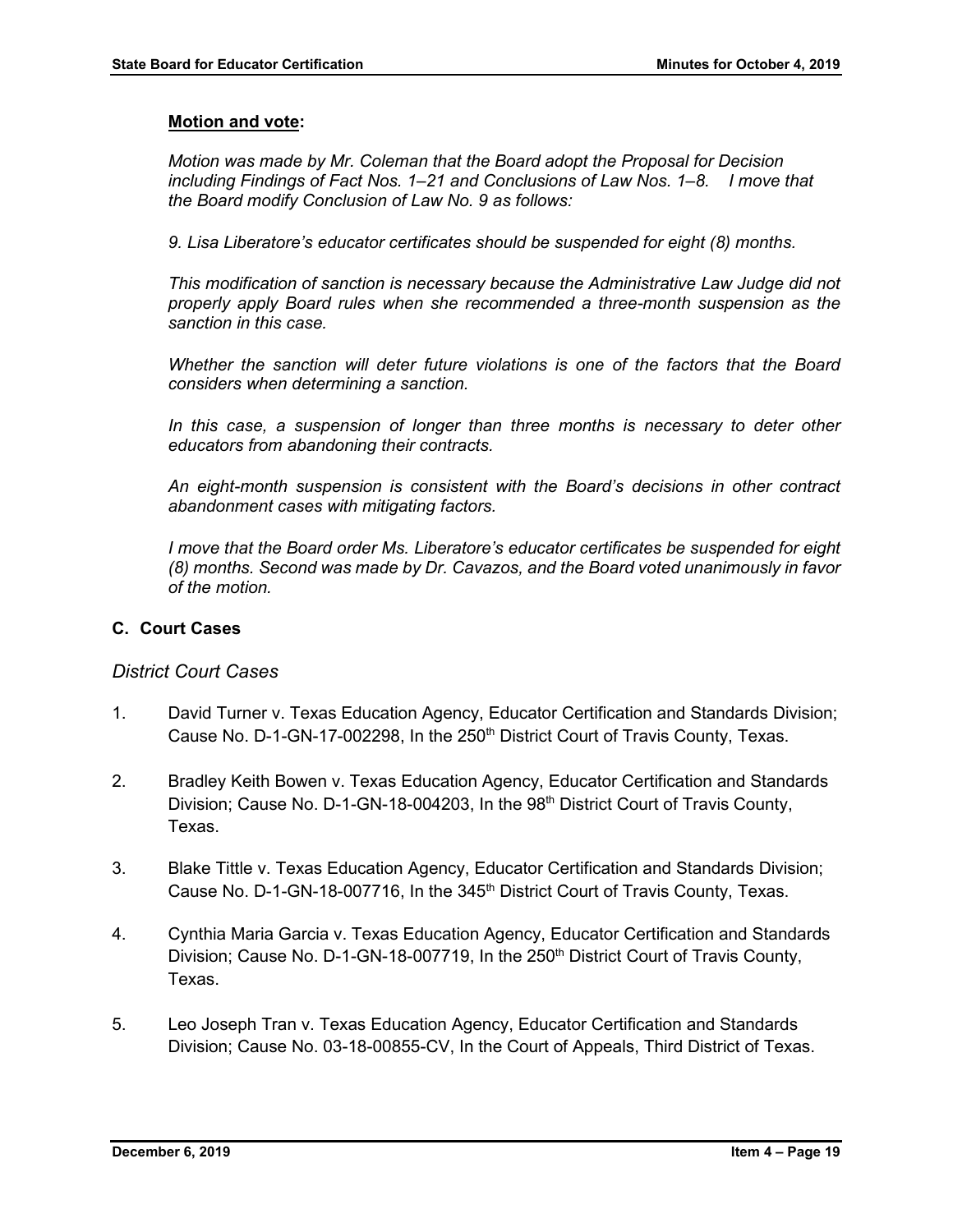**Motion and vote:**

*Motion was made by Mr. Coleman that the Board adopt the Proposal for Decision including Findings of Fact Nos. 1–21 and Conclusions of Law Nos. 1–8. I move that the Board modify Conclusion of Law No. 9 as follows:*

*9. Lisa Liberatore's educator certificates should be suspended for eight (8) months.*

*This modification of sanction is necessary because the Administrative Law Judge did not properly apply Board rules when she recommended a three-month suspension as the sanction in this case.*

*Whether the sanction will deter future violations is one of the factors that the Board considers when determining a sanction.*

*In this case, a suspension of longer than three months is necessary to deter other educators from abandoning their contracts.*

*An eight-month suspension is consistent with the Board's decisions in other contract abandonment cases with mitigating factors.*

*I move that the Board order Ms. Liberatore's educator certificates be suspended for eight (8) months. Second was made by Dr. Cavazos, and the Board voted unanimously in favor of the motion.*

### C. Court Cases

*District Court Cases*

1. David Turner v. Texas Education Agency, Educator Certification and Standards Division; Cause No. D-1-GN-17-002298, In the 250th District Court of Travis County, Texas.

2. Bradley Keith Bowen v. Texas Education Agency, Educator Certification and Standards Division; Cause No. D-1-GN-18-004203, In the 98th District Court of Travis County, Texas.

3. Blake Tittle v. Texas Education Agency, Educator Certification and Standards Division; Cause No. D-1-GN-18-007716, In the 345th District Court of Travis County, Texas.

4. Cynthia Maria Garcia v. Texas Education Agency, Educator Certification and Standards Division; Cause No. D-1-GN-18-007719, In the 250th District Court of Travis County, Texas.

5. Leo Joseph Tran v. Texas Education Agency, Educator Certification and Standards Division; Cause No. 03-18-00855-CV, In the Court of Appeals, Third District of Texas.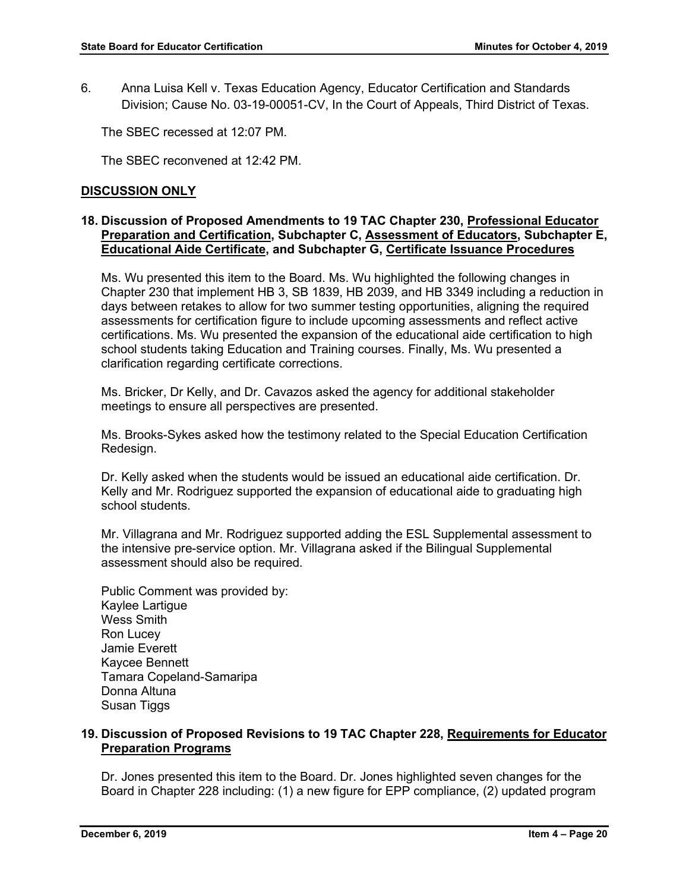6. Anna Luisa Kell v. Texas Education Agency, Educator Certification and Standards Division; Cause No. 03-19-00051-CV, In the Court of Appeals, Third District of Texas.

The SBEC recessed at 12:07 PM.

The SBEC reconvened at 12:42 PM.

**DISCUSSION ONLY**

**18. Discussion of Proposed Amendments to 19 TAC Chapter 230, Professional Educator Preparation and Certification, Subchapter C, Assessment of Educators, Subchapter E, Educational Aide Certificate, and Subchapter G, Certificate Issuance Procedures**

Ms. Wu presented this item to the Board. Ms. Wu highlighted the following changes in Chapter 230 that implement HB 3, SB 1839, HB 2039, and HB 3349 including a reduction in days between retakes to allow for two summer testing opportunities, aligning the required assessments for certification figure to include upcoming assessments and reflect active certifications. Ms. Wu presented the expansion of the educational aide certification to high school students taking Education and Training courses. Finally, Ms. Wu presented a clarification regarding certificate corrections.

Ms. Bricker, Dr Kelly, and Dr. Cavazos asked the agency for additional stakeholder meetings to ensure all perspectives are presented.

Ms. Brooks-Sykes asked how the testimony related to the Special Education Certification Redesign.

Dr. Kelly asked when the students would be issued an educational aide certification. Dr. Kelly and Mr. Rodriguez supported the expansion of educational aide to graduating high school students.

Mr. Villagrana and Mr. Rodriguez supported adding the ESL Supplemental assessment to the intensive pre-service option. Mr. Villagrana asked if the Bilingual Supplemental assessment should also be required.

Public Comment was provided by:
Kaylee Lartigue
Wess Smith
Ron Lucey
Jamie Everett
Kaycee Bennett
Tamara Copeland-Samaripa
Donna Altuna
Susan Tiggs

**19. Discussion of Proposed Revisions to 19 TAC Chapter 228, Requirements for Educator Preparation Programs**

Dr. Jones presented this item to the Board. Dr. Jones highlighted seven changes for the Board in Chapter 228 including: (1) a new figure for EPP compliance, (2) updated program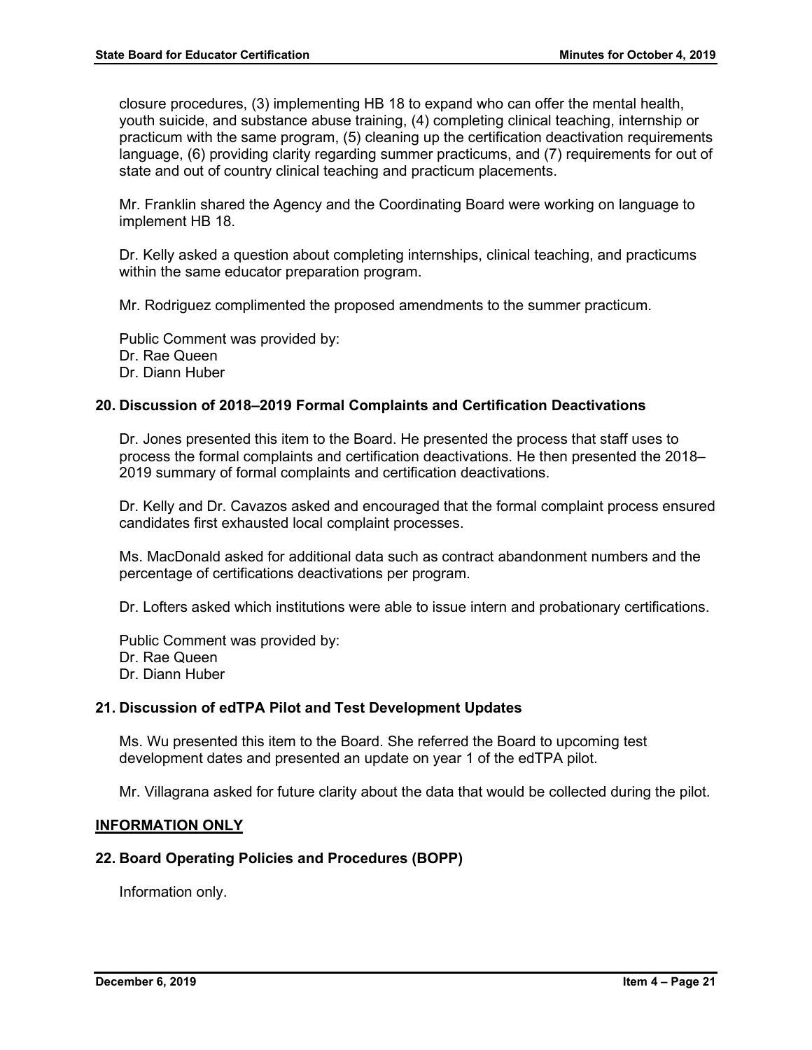closure procedures, (3) implementing HB 18 to expand who can offer the mental health, youth suicide, and substance abuse training, (4) completing clinical teaching, internship or practicum with the same program, (5) cleaning up the certification deactivation requirements language, (6) providing clarity regarding summer practicums, and (7) requirements for out of state and out of country clinical teaching and practicum placements.

Mr. Franklin shared the Agency and the Coordinating Board were working on language to implement HB 18.

Dr. Kelly asked a question about completing internships, clinical teaching, and practicums within the same educator preparation program.

Mr. Rodriguez complimented the proposed amendments to the summer practicum.

Public Comment was provided by:
Dr. Rae Queen
Dr. Diann Huber

### 20. Discussion of 2018–2019 Formal Complaints and Certification Deactivations

Dr. Jones presented this item to the Board. He presented the process that staff uses to process the formal complaints and certification deactivations. He then presented the 2018–2019 summary of formal complaints and certification deactivations.

Dr. Kelly and Dr. Cavazos asked and encouraged that the formal complaint process ensured candidates first exhausted local complaint processes.

Ms. MacDonald asked for additional data such as contract abandonment numbers and the percentage of certifications deactivations per program.

Dr. Lofters asked which institutions were able to issue intern and probationary certifications.

Public Comment was provided by:
Dr. Rae Queen
Dr. Diann Huber

### 21. Discussion of edTPA Pilot and Test Development Updates

Ms. Wu presented this item to the Board. She referred the Board to upcoming test development dates and presented an update on year 1 of the edTPA pilot.

Mr. Villagrana asked for future clarity about the data that would be collected during the pilot.

## INFORMATION ONLY

### 22. Board Operating Policies and Procedures (BOPP)

Information only.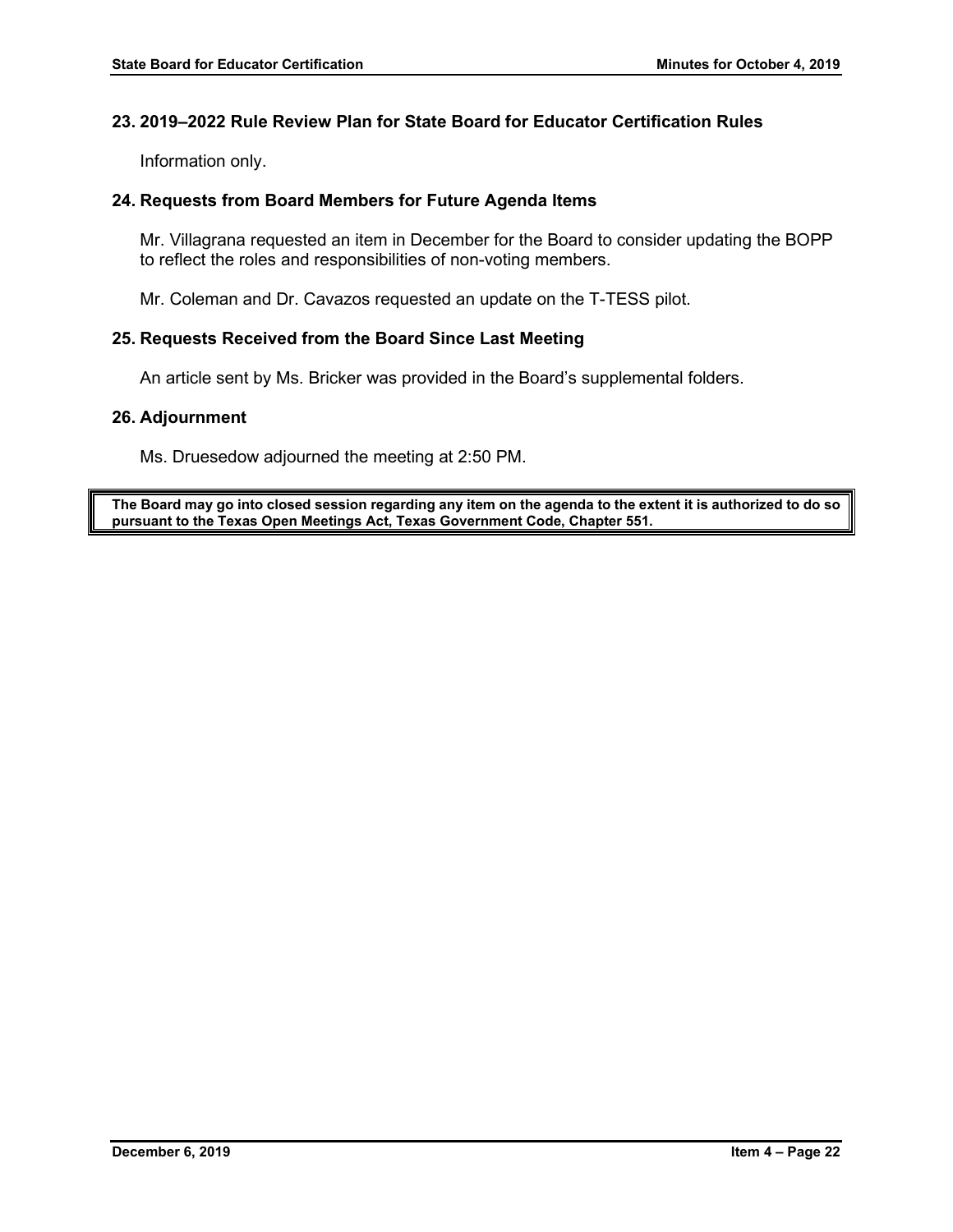## 23. 2019–2022 Rule Review Plan for State Board for Educator Certification Rules

Information only.

## 24. Requests from Board Members for Future Agenda Items

Mr. Villagrana requested an item in December for the Board to consider updating the BOPP to reflect the roles and responsibilities of non-voting members.

Mr. Coleman and Dr. Cavazos requested an update on the T-TESS pilot.

## 25. Requests Received from the Board Since Last Meeting

An article sent by Ms. Bricker was provided in the Board's supplemental folders.

## 26. Adjournment

Ms. Druesedow adjourned the meeting at 2:50 PM.

**The Board may go into closed session regarding any item on the agenda to the extent it is authorized to do so pursuant to the Texas Open Meetings Act, Texas Government Code, Chapter 551.**